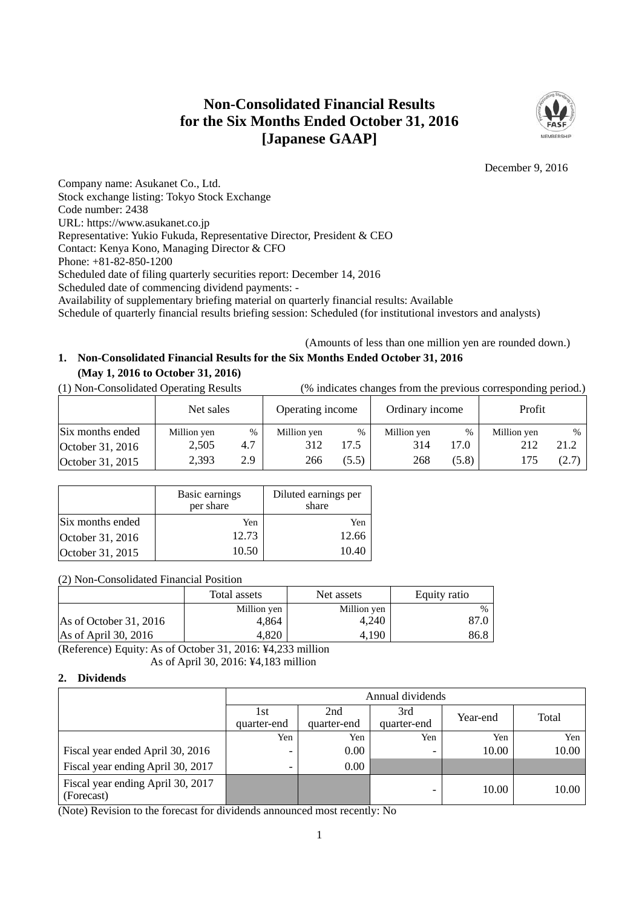# Non-Consolidated Financial Results for the Six Months Ended October 31, 2016 [Japanese GAAP]

December 9, 2016

Company name: Asukanet Co., Ltd.
Stock exchange listing: Tokyo Stock Exchange
Code number: 2438
URL: https://www.asukanet.co.jp
Representative: Yukio Fukuda, Representative Director, President & CEO
Contact: Kenya Kono, Managing Director & CFO
Phone: +81-82-850-1200
Scheduled date of filing quarterly securities report: December 14, 2016
Scheduled date of commencing dividend payments: -
Availability of supplementary briefing material on quarterly financial results: Available
Schedule of quarterly financial results briefing session: Scheduled (for institutional investors and analysts)

(Amounts of less than one million yen are rounded down.)

## 1. Non-Consolidated Financial Results for the Six Months Ended October 31, 2016 (May 1, 2016 to October 31, 2016)

(1) Non-Consolidated Operating Results (% indicates changes from the previous corresponding period.)

| | Net sales | | Operating income | | Ordinary income | | Profit | |
|---|---|---|---|---|---|---|---|---|
| Six months ended | Million yen | % | Million yen | % | Million yen | % | Million yen | % |
| October 31, 2016 | 2,505 | 4.7 | 312 | 17.5 | 314 | 17.0 | 212 | 21.2 |
| October 31, 2015 | 2,393 | 2.9 | 266 | (5.5) | 268 | (5.8) | 175 | (2.7) |

| | Basic earnings per share | Diluted earnings per share |
|---|---|---|
| Six months ended | Yen | Yen |
| October 31, 2016 | 12.73 | 12.66 |
| October 31, 2015 | 10.50 | 10.40 |

(2) Non-Consolidated Financial Position

| | Total assets | Net assets | Equity ratio |
|---|---|---|---|
| | Million yen | Million yen | % |
| As of October 31, 2016 | 4,864 | 4,240 | 87.0 |
| As of April 30, 2016 | 4,820 | 4,190 | 86.8 |

(Reference) Equity: As of October 31, 2016: ¥4,233 million
As of April 30, 2016: ¥4,183 million

## 2. Dividends

| | Annual dividends | | | | |
|---|---|---|---|---|---|
| | 1st quarter-end | 2nd quarter-end | 3rd quarter-end | Year-end | Total |
| | Yen | Yen | Yen | Yen | Yen |
| Fiscal year ended April 30, 2016 | - | 0.00 | - | 10.00 | 10.00 |
| Fiscal year ending April 30, 2017 | - | 0.00 | | | |
| Fiscal year ending April 30, 2017 (Forecast) | | | - | 10.00 | 10.00 |

(Note) Revision to the forecast for dividends announced most recently: No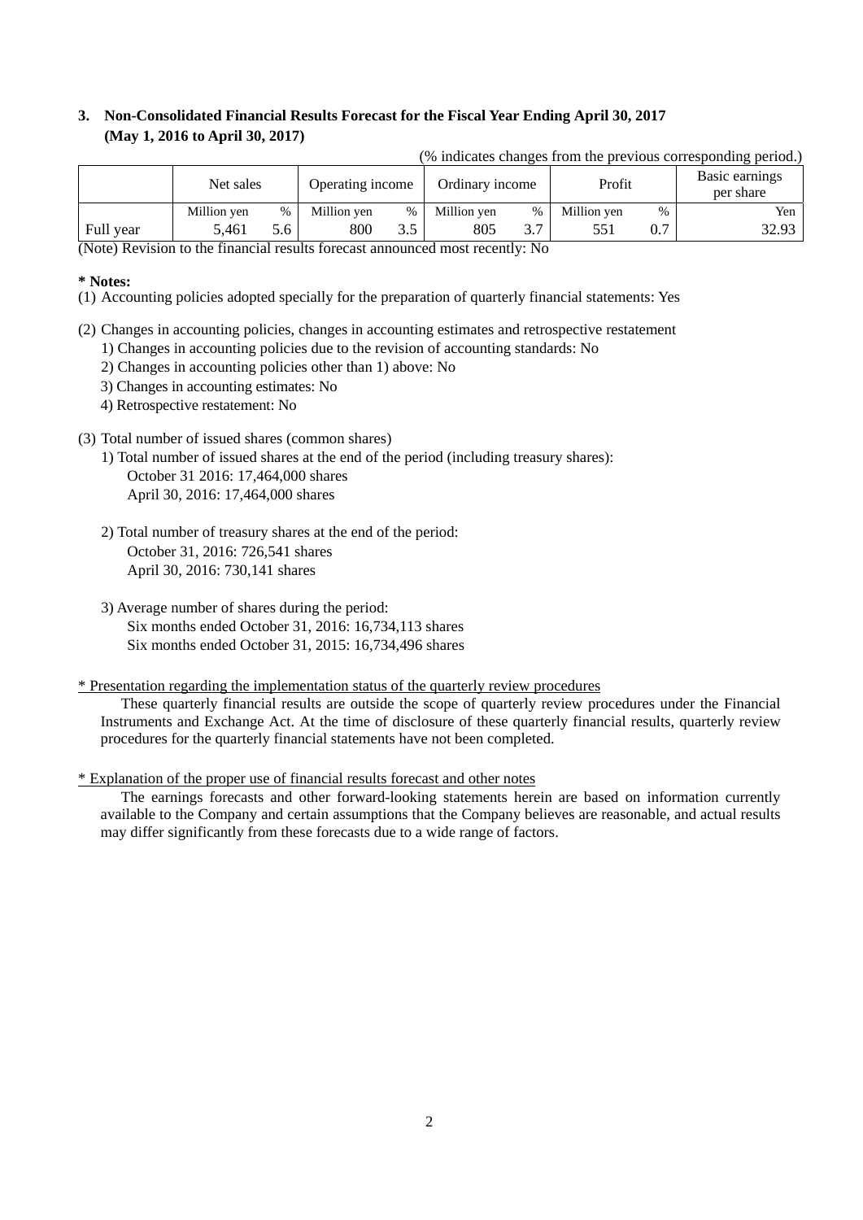### 3. Non-Consolidated Financial Results Forecast for the Fiscal Year Ending April 30, 2017 (May 1, 2016 to April 30, 2017)

(% indicates changes from the previous corresponding period.)

| | Net sales | | Operating income | | Ordinary income | | Profit | | Basic earnings per share |
|---|---|---|---|---|---|---|---|---|---|
| | Million yen | % | Million yen | % | Million yen | % | Million yen | % | Yen |
| Full year | 5,461 | 5.6 | 800 | 3.5 | 805 | 3.7 | 551 | 0.7 | 32.93 |

(Note) Revision to the financial results forecast announced most recently: No

**\* Notes:**

(1) Accounting policies adopted specially for the preparation of quarterly financial statements: Yes

(2) Changes in accounting policies, changes in accounting estimates and retrospective restatement
1) Changes in accounting policies due to the revision of accounting standards: No
2) Changes in accounting policies other than 1) above: No
3) Changes in accounting estimates: No
4) Retrospective restatement: No

(3) Total number of issued shares (common shares)
1) Total number of issued shares at the end of the period (including treasury shares):
October 31 2016: 17,464,000 shares
April 30, 2016: 17,464,000 shares

2) Total number of treasury shares at the end of the period:
October 31, 2016: 726,541 shares
April 30, 2016: 730,141 shares

3) Average number of shares during the period:
Six months ended October 31, 2016: 16,734,113 shares
Six months ended October 31, 2015: 16,734,496 shares

* Presentation regarding the implementation status of the quarterly review procedures

These quarterly financial results are outside the scope of quarterly review procedures under the Financial Instruments and Exchange Act. At the time of disclosure of these quarterly financial results, quarterly review procedures for the quarterly financial statements have not been completed.

* Explanation of the proper use of financial results forecast and other notes

The earnings forecasts and other forward-looking statements herein are based on information currently available to the Company and certain assumptions that the Company believes are reasonable, and actual results may differ significantly from these forecasts due to a wide range of factors.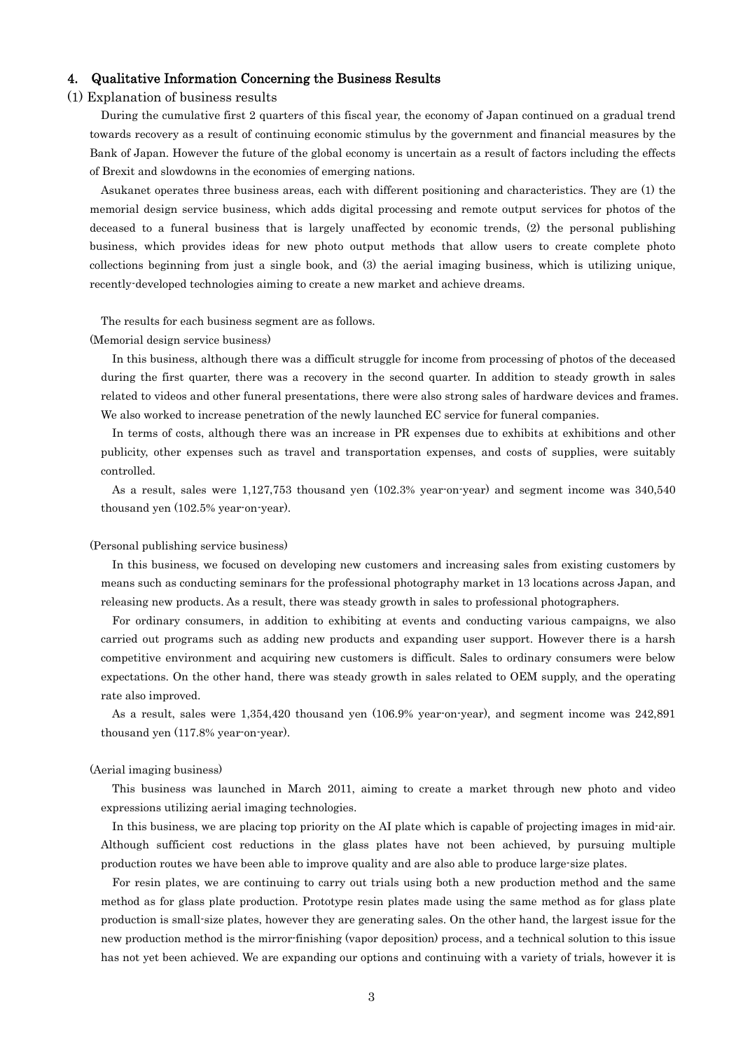## 4. Qualitative Information Concerning the Business Results

### (1) Explanation of business results

During the cumulative first 2 quarters of this fiscal year, the economy of Japan continued on a gradual trend towards recovery as a result of continuing economic stimulus by the government and financial measures by the Bank of Japan. However the future of the global economy is uncertain as a result of factors including the effects of Brexit and slowdowns in the economies of emerging nations.

Asukanet operates three business areas, each with different positioning and characteristics. They are (1) the memorial design service business, which adds digital processing and remote output services for photos of the deceased to a funeral business that is largely unaffected by economic trends, (2) the personal publishing business, which provides ideas for new photo output methods that allow users to create complete photo collections beginning from just a single book, and (3) the aerial imaging business, which is utilizing unique, recently-developed technologies aiming to create a new market and achieve dreams.

The results for each business segment are as follows.

(Memorial design service business)

In this business, although there was a difficult struggle for income from processing of photos of the deceased during the first quarter, there was a recovery in the second quarter. In addition to steady growth in sales related to videos and other funeral presentations, there were also strong sales of hardware devices and frames. We also worked to increase penetration of the newly launched EC service for funeral companies.

In terms of costs, although there was an increase in PR expenses due to exhibits at exhibitions and other publicity, other expenses such as travel and transportation expenses, and costs of supplies, were suitably controlled.

As a result, sales were 1,127,753 thousand yen (102.3% year-on-year) and segment income was 340,540 thousand yen (102.5% year-on-year).

(Personal publishing service business)

In this business, we focused on developing new customers and increasing sales from existing customers by means such as conducting seminars for the professional photography market in 13 locations across Japan, and releasing new products. As a result, there was steady growth in sales to professional photographers.

For ordinary consumers, in addition to exhibiting at events and conducting various campaigns, we also carried out programs such as adding new products and expanding user support. However there is a harsh competitive environment and acquiring new customers is difficult. Sales to ordinary consumers were below expectations. On the other hand, there was steady growth in sales related to OEM supply, and the operating rate also improved.

As a result, sales were 1,354,420 thousand yen (106.9% year-on-year), and segment income was 242,891 thousand yen (117.8% year-on-year).

(Aerial imaging business)

This business was launched in March 2011, aiming to create a market through new photo and video expressions utilizing aerial imaging technologies.

In this business, we are placing top priority on the AI plate which is capable of projecting images in mid-air. Although sufficient cost reductions in the glass plates have not been achieved, by pursuing multiple production routes we have been able to improve quality and are also able to produce large-size plates.

For resin plates, we are continuing to carry out trials using both a new production method and the same method as for glass plate production. Prototype resin plates made using the same method as for glass plate production is small-size plates, however they are generating sales. On the other hand, the largest issue for the new production method is the mirror-finishing (vapor deposition) process, and a technical solution to this issue has not yet been achieved. We are expanding our options and continuing with a variety of trials, however it is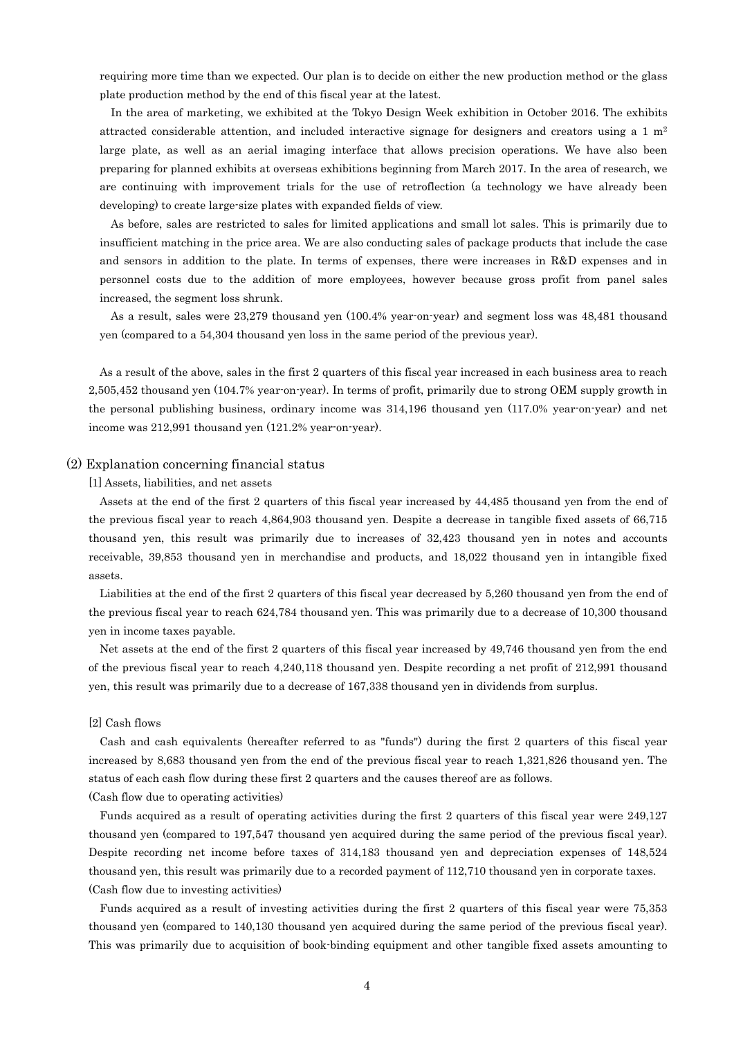requiring more time than we expected. Our plan is to decide on either the new production method or the glass plate production method by the end of this fiscal year at the latest.

In the area of marketing, we exhibited at the Tokyo Design Week exhibition in October 2016. The exhibits attracted considerable attention, and included interactive signage for designers and creators using a 1 $m^2$ large plate, as well as an aerial imaging interface that allows precision operations. We have also been preparing for planned exhibits at overseas exhibitions beginning from March 2017. In the area of research, we are continuing with improvement trials for the use of retroflection (a technology we have already been developing) to create large-size plates with expanded fields of view.

As before, sales are restricted to sales for limited applications and small lot sales. This is primarily due to insufficient matching in the price area. We are also conducting sales of package products that include the case and sensors in addition to the plate. In terms of expenses, there were increases in R&D expenses and in personnel costs due to the addition of more employees, however because gross profit from panel sales increased, the segment loss shrunk.

As a result, sales were 23,279 thousand yen (100.4% year-on-year) and segment loss was 48,481 thousand yen (compared to a 54,304 thousand yen loss in the same period of the previous year).

As a result of the above, sales in the first 2 quarters of this fiscal year increased in each business area to reach 2,505,452 thousand yen (104.7% year-on-year). In terms of profit, primarily due to strong OEM supply growth in the personal publishing business, ordinary income was 314,196 thousand yen (117.0% year-on-year) and net income was 212,991 thousand yen (121.2% year-on-year).

## (2) Explanation concerning financial status

[1] Assets, liabilities, and net assets

Assets at the end of the first 2 quarters of this fiscal year increased by 44,485 thousand yen from the end of the previous fiscal year to reach 4,864,903 thousand yen. Despite a decrease in tangible fixed assets of 66,715 thousand yen, this result was primarily due to increases of 32,423 thousand yen in notes and accounts receivable, 39,853 thousand yen in merchandise and products, and 18,022 thousand yen in intangible fixed assets.

Liabilities at the end of the first 2 quarters of this fiscal year decreased by 5,260 thousand yen from the end of the previous fiscal year to reach 624,784 thousand yen. This was primarily due to a decrease of 10,300 thousand yen in income taxes payable.

Net assets at the end of the first 2 quarters of this fiscal year increased by 49,746 thousand yen from the end of the previous fiscal year to reach 4,240,118 thousand yen. Despite recording a net profit of 212,991 thousand yen, this result was primarily due to a decrease of 167,338 thousand yen in dividends from surplus.

[2] Cash flows

Cash and cash equivalents (hereafter referred to as "funds") during the first 2 quarters of this fiscal year increased by 8,683 thousand yen from the end of the previous fiscal year to reach 1,321,826 thousand yen. The status of each cash flow during these first 2 quarters and the causes thereof are as follows.

(Cash flow due to operating activities)

Funds acquired as a result of operating activities during the first 2 quarters of this fiscal year were 249,127 thousand yen (compared to 197,547 thousand yen acquired during the same period of the previous fiscal year). Despite recording net income before taxes of 314,183 thousand yen and depreciation expenses of 148,524 thousand yen, this result was primarily due to a recorded payment of 112,710 thousand yen in corporate taxes.

(Cash flow due to investing activities)

Funds acquired as a result of investing activities during the first 2 quarters of this fiscal year were 75,353 thousand yen (compared to 140,130 thousand yen acquired during the same period of the previous fiscal year). This was primarily due to acquisition of book-binding equipment and other tangible fixed assets amounting to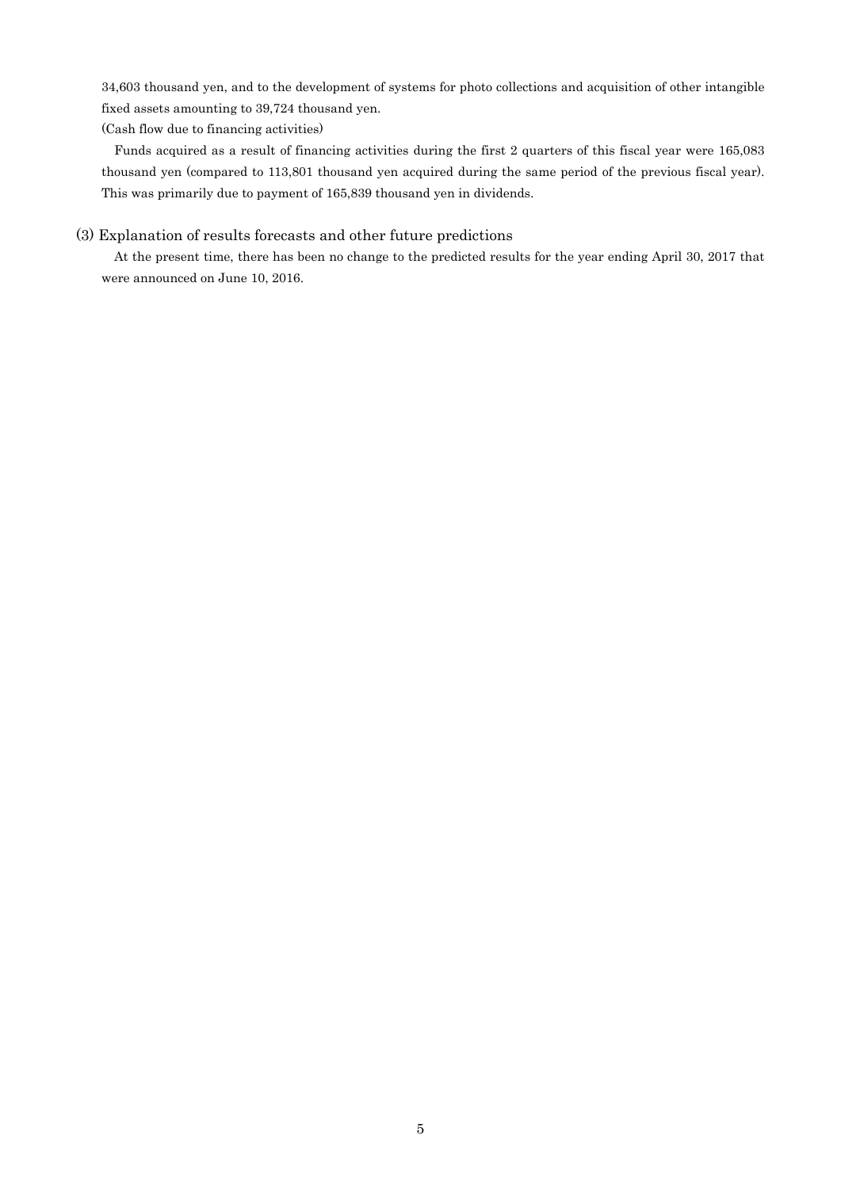34,603 thousand yen, and to the development of systems for photo collections and acquisition of other intangible fixed assets amounting to 39,724 thousand yen.

(Cash flow due to financing activities)

Funds acquired as a result of financing activities during the first 2 quarters of this fiscal year were 165,083 thousand yen (compared to 113,801 thousand yen acquired during the same period of the previous fiscal year). This was primarily due to payment of 165,839 thousand yen in dividends.

### (3) Explanation of results forecasts and other future predictions

At the present time, there has been no change to the predicted results for the year ending April 30, 2017 that were announced on June 10, 2016.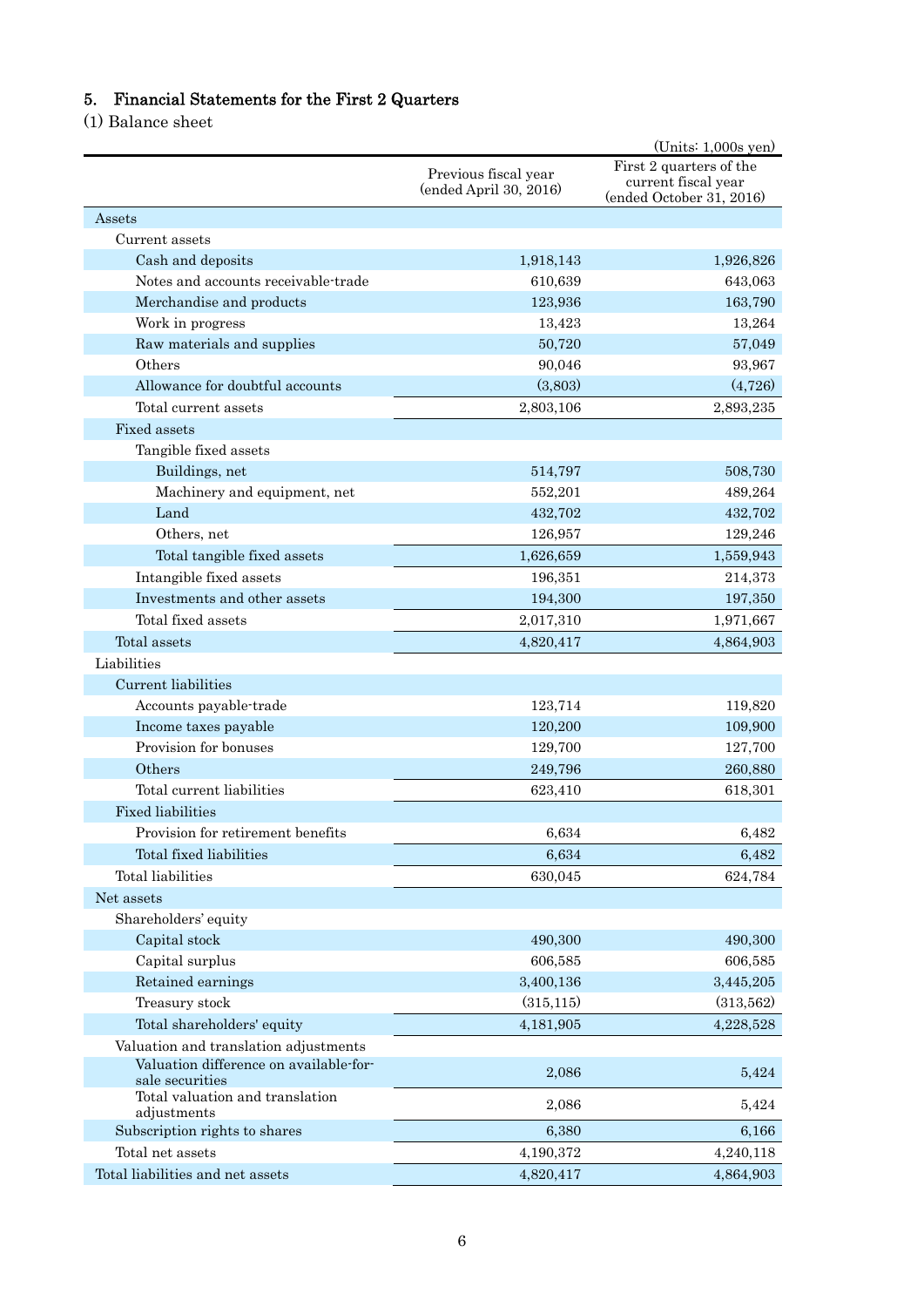## 5. Financial Statements for the First 2 Quarters

(1) Balance sheet

(Units: 1,000s yen)

| | Previous fiscal year (ended April 30, 2016) | First 2 quarters of the current fiscal year (ended October 31, 2016) |
|---|---|---|
| Assets | | |
| Current assets | | |
| Cash and deposits | 1,918,143 | 1,926,826 |
| Notes and accounts receivable-trade | 610,639 | 643,063 |
| Merchandise and products | 123,936 | 163,790 |
| Work in progress | 13,423 | 13,264 |
| Raw materials and supplies | 50,720 | 57,049 |
| Others | 90,046 | 93,967 |
| Allowance for doubtful accounts | (3,803) | (4,726) |
| Total current assets | 2,803,106 | 2,893,235 |
| Fixed assets | | |
| Tangible fixed assets | | |
| Buildings, net | 514,797 | 508,730 |
| Machinery and equipment, net | 552,201 | 489,264 |
| Land | 432,702 | 432,702 |
| Others, net | 126,957 | 129,246 |
| Total tangible fixed assets | 1,626,659 | 1,559,943 |
| Intangible fixed assets | 196,351 | 214,373 |
| Investments and other assets | 194,300 | 197,350 |
| Total fixed assets | 2,017,310 | 1,971,667 |
| Total assets | 4,820,417 | 4,864,903 |
| Liabilities | | |
| Current liabilities | | |
| Accounts payable-trade | 123,714 | 119,820 |
| Income taxes payable | 120,200 | 109,900 |
| Provision for bonuses | 129,700 | 127,700 |
| Others | 249,796 | 260,880 |
| Total current liabilities | 623,410 | 618,301 |
| Fixed liabilities | | |
| Provision for retirement benefits | 6,634 | 6,482 |
| Total fixed liabilities | 6,634 | 6,482 |
| Total liabilities | 630,045 | 624,784 |
| Net assets | | |
| Shareholders' equity | | |
| Capital stock | 490,300 | 490,300 |
| Capital surplus | 606,585 | 606,585 |
| Retained earnings | 3,400,136 | 3,445,205 |
| Treasury stock | (315,115) | (313,562) |
| Total shareholders' equity | 4,181,905 | 4,228,528 |
| Valuation and translation adjustments | | |
| Valuation difference on available-for-sale securities | 2,086 | 5,424 |
| Total valuation and translation adjustments | 2,086 | 5,424 |
| Subscription rights to shares | 6,380 | 6,166 |
| Total net assets | 4,190,372 | 4,240,118 |
| Total liabilities and net assets | 4,820,417 | 4,864,903 |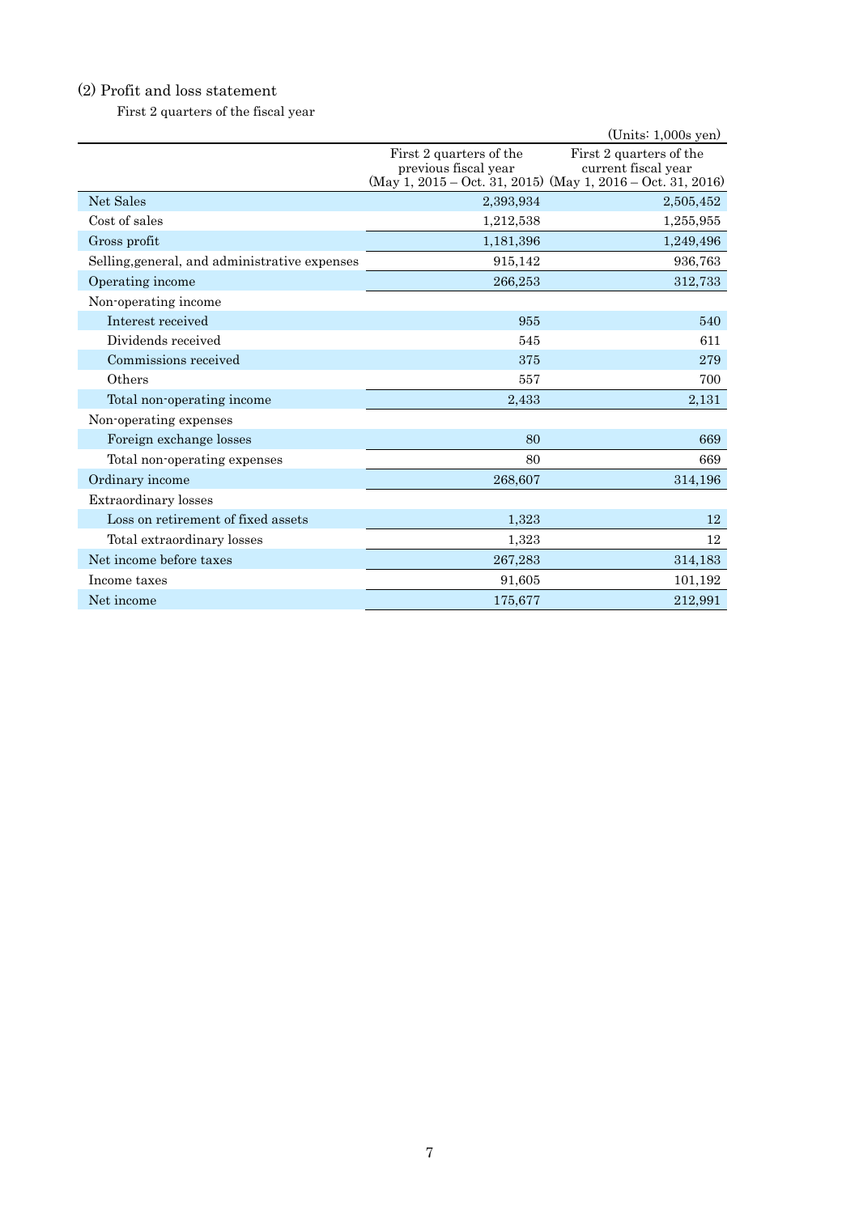## (2) Profit and loss statement

First 2 quarters of the fiscal year

(Units: 1,000s yen)

| | First 2 quarters of the previous fiscal year (May 1, 2015 – Oct. 31, 2015) | First 2 quarters of the current fiscal year (May 1, 2016 – Oct. 31, 2016) |
|---|---|---|
| Net Sales | 2,393,934 | 2,505,452 |
| Cost of sales | 1,212,538 | 1,255,955 |
| Gross profit | 1,181,396 | 1,249,496 |
| Selling,general, and administrative expenses | 915,142 | 936,763 |
| Operating income | 266,253 | 312,733 |
| Non-operating income | | |
| Interest received | 955 | 540 |
| Dividends received | 545 | 611 |
| Commissions received | 375 | 279 |
| Others | 557 | 700 |
| Total non-operating income | 2,433 | 2,131 |
| Non-operating expenses | | |
| Foreign exchange losses | 80 | 669 |
| Total non-operating expenses | 80 | 669 |
| Ordinary income | 268,607 | 314,196 |
| Extraordinary losses | | |
| Loss on retirement of fixed assets | 1,323 | 12 |
| Total extraordinary losses | 1,323 | 12 |
| Net income before taxes | 267,283 | 314,183 |
| Income taxes | 91,605 | 101,192 |
| Net income | 175,677 | 212,991 |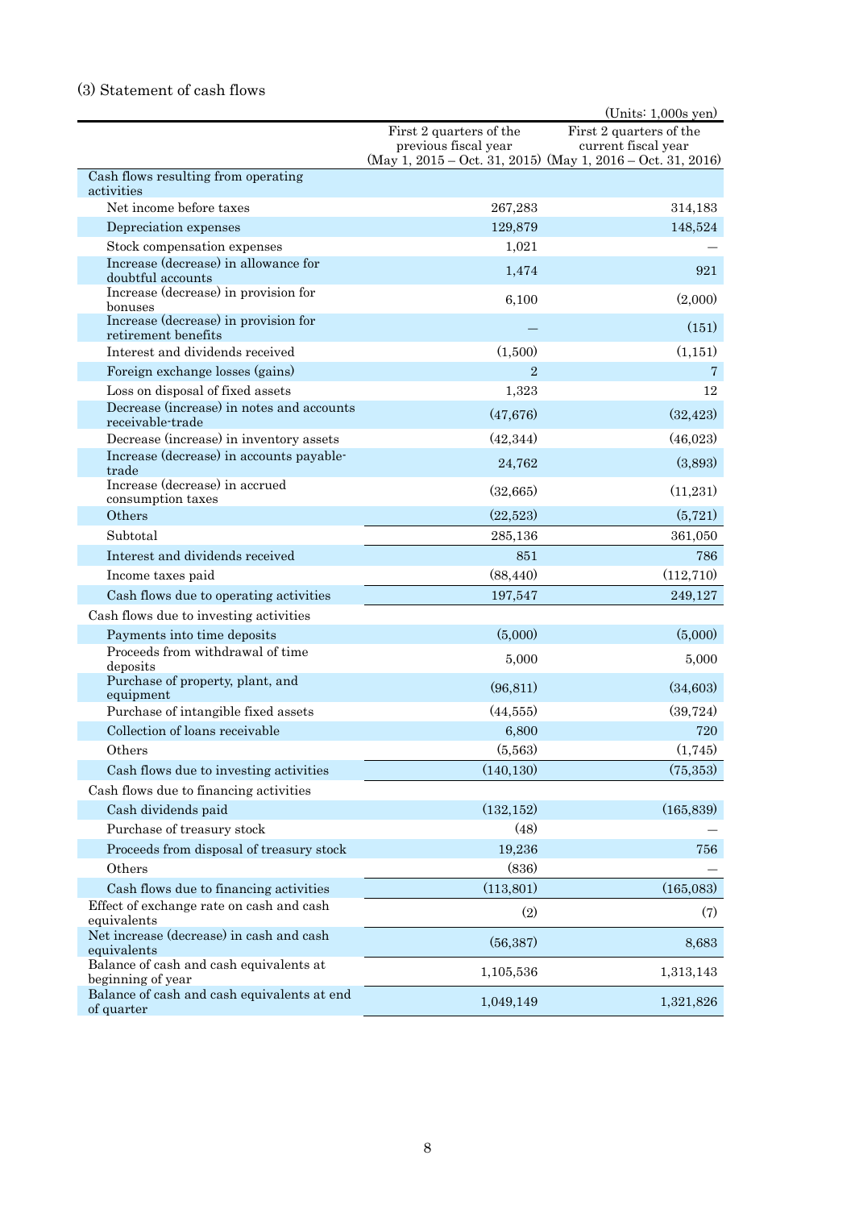### (3) Statement of cash flows

(Units: 1,000s yen)

| | First 2 quarters of the previous fiscal year (May 1, 2015 – Oct. 31, 2015) | First 2 quarters of the current fiscal year (May 1, 2016 – Oct. 31, 2016) |
|---|---|---|
| Cash flows resulting from operating activities | | |
| Net income before taxes | 267,283 | 314,183 |
| Depreciation expenses | 129,879 | 148,524 |
| Stock compensation expenses | 1,021 | — |
| Increase (decrease) in allowance for doubtful accounts | 1,474 | 921 |
| Increase (decrease) in provision for bonuses | 6,100 | (2,000) |
| Increase (decrease) in provision for retirement benefits | — | (151) |
| Interest and dividends received | (1,500) | (1,151) |
| Foreign exchange losses (gains) | 2 | 7 |
| Loss on disposal of fixed assets | 1,323 | 12 |
| Decrease (increase) in notes and accounts receivable-trade | (47,676) | (32,423) |
| Decrease (increase) in inventory assets | (42,344) | (46,023) |
| Increase (decrease) in accounts payable-trade | 24,762 | (3,893) |
| Increase (decrease) in accrued consumption taxes | (32,665) | (11,231) |
| Others | (22,523) | (5,721) |
| Subtotal | 285,136 | 361,050 |
| Interest and dividends received | 851 | 786 |
| Income taxes paid | (88,440) | (112,710) |
| Cash flows due to operating activities | 197,547 | 249,127 |
| Cash flows due to investing activities | | |
| Payments into time deposits | (5,000) | (5,000) |
| Proceeds from withdrawal of time deposits | 5,000 | 5,000 |
| Purchase of property, plant, and equipment | (96,811) | (34,603) |
| Purchase of intangible fixed assets | (44,555) | (39,724) |
| Collection of loans receivable | 6,800 | 720 |
| Others | (5,563) | (1,745) |
| Cash flows due to investing activities | (140,130) | (75,353) |
| Cash flows due to financing activities | | |
| Cash dividends paid | (132,152) | (165,839) |
| Purchase of treasury stock | (48) | — |
| Proceeds from disposal of treasury stock | 19,236 | 756 |
| Others | (836) | — |
| Cash flows due to financing activities | (113,801) | (165,083) |
| Effect of exchange rate on cash and cash equivalents | (2) | (7) |
| Net increase (decrease) in cash and cash equivalents | (56,387) | 8,683 |
| Balance of cash and cash equivalents at beginning of year | 1,105,536 | 1,313,143 |
| Balance of cash and cash equivalents at end of quarter | 1,049,149 | 1,321,826 |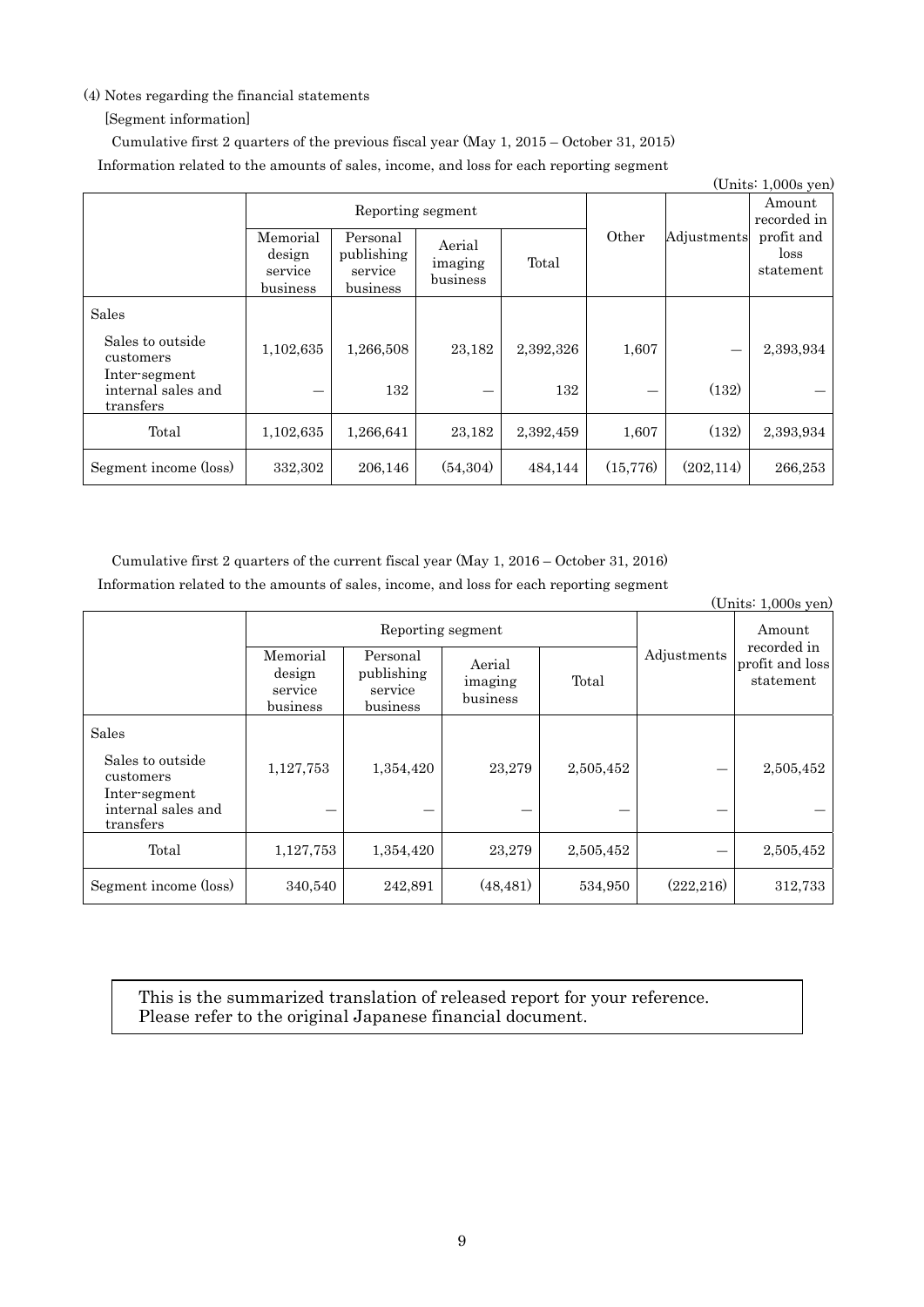(4) Notes regarding the financial statements

[Segment information]

Cumulative first 2 quarters of the previous fiscal year (May 1, 2015 – October 31, 2015)

Information related to the amounts of sales, income, and loss for each reporting segment

(Units: 1,000s yen)

| | Reporting segment | | | | Other | Adjustments | Amount recorded in profit and loss statement |
|---|---|---|---|---|---|---|---|
| | Memorial design service business | Personal publishing service business | Aerial imaging business | Total | | | |
| Sales | | | | | | | |
| Sales to outside customers | 1,102,635 | 1,266,508 | 23,182 | 2,392,326 | 1,607 | — | 2,393,934 |
| Inter-segment internal sales and transfers | — | 132 | — | 132 | — | (132) | — |
| Total | 1,102,635 | 1,266,641 | 23,182 | 2,392,459 | 1,607 | (132) | 2,393,934 |
| Segment income (loss) | 332,302 | 206,146 | (54,304) | 484,144 | (15,776) | (202,114) | 266,253 |

Cumulative first 2 quarters of the current fiscal year (May 1, 2016 – October 31, 2016)

Information related to the amounts of sales, income, and loss for each reporting segment

(Units: 1,000s yen)

| | Reporting segment | | | | Adjustments | Amount recorded in profit and loss statement |
|---|---|---|---|---|---|---|
| | Memorial design service business | Personal publishing service business | Aerial imaging business | Total | | |
| Sales | | | | | | |
| Sales to outside customers | 1,127,753 | 1,354,420 | 23,279 | 2,505,452 | — | 2,505,452 |
| Inter-segment internal sales and transfers | — | — | — | — | — | — |
| Total | 1,127,753 | 1,354,420 | 23,279 | 2,505,452 | — | 2,505,452 |
| Segment income (loss) | 340,540 | 242,891 | (48,481) | 534,950 | (222,216) | 312,733 |

This is the summarized translation of released report for your reference.
Please refer to the original Japanese financial document.